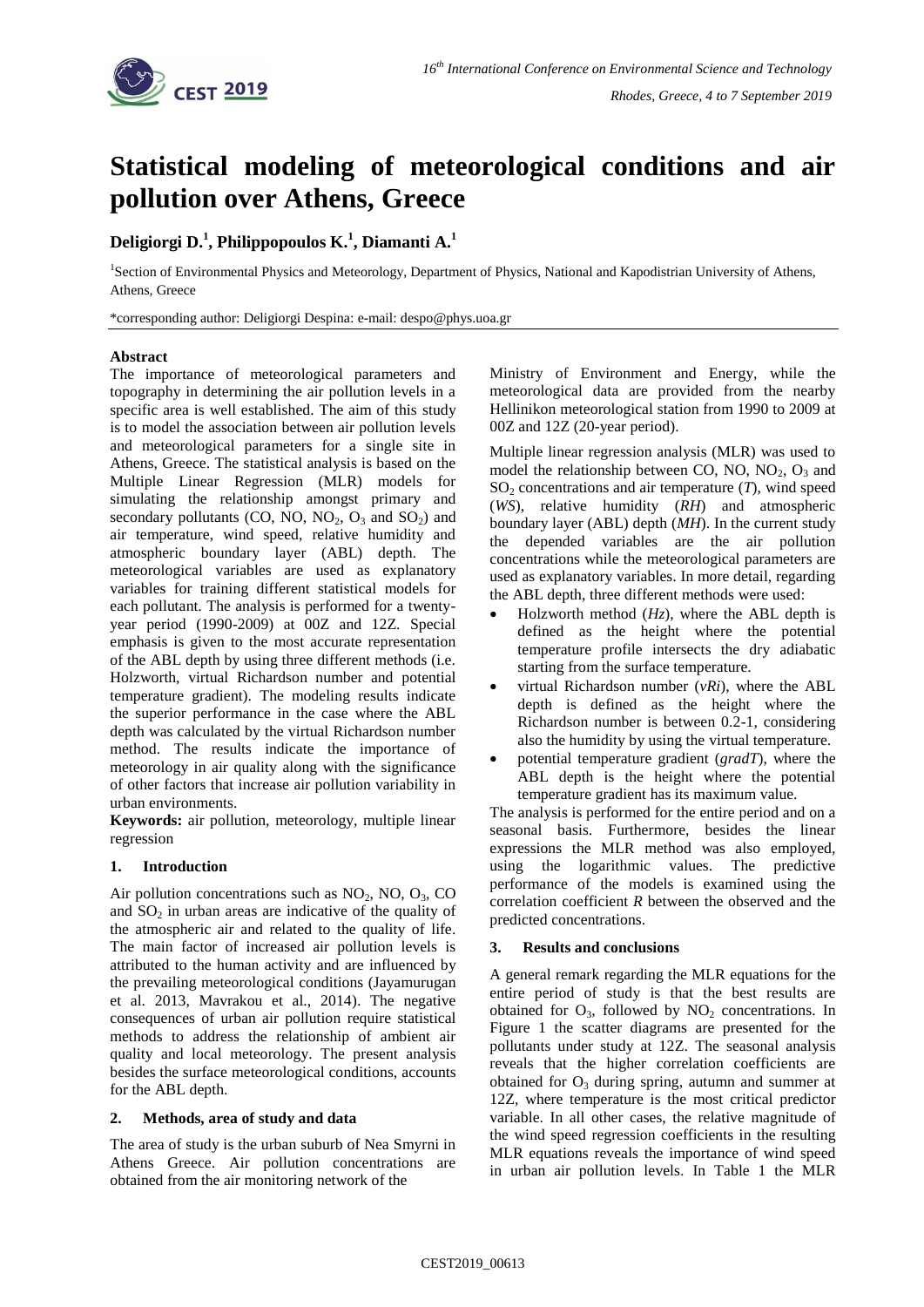# Statistical modeling of meteorological conditions and air pollution over Athens, Greece

**Deligiorgi D.[1], Philippopoulos K.[1], Diamanti A.[1]**

[1]Section of Environmental Physics and Meteorology, Department of Physics, National and Kapodistrian University of Athens, Athens, Greece

*corresponding author: Deligiorgi Despina: e-mail: despo@phys.uoa.gr

**Abstract**

The importance of meteorological parameters and topography in determining the air pollution levels in a specific area is well established. The aim of this study is to model the association between air pollution levels and meteorological parameters for a single site in Athens, Greece. The statistical analysis is based on the Multiple Linear Regression (MLR) models for simulating the relationship amongst primary and secondary pollutants (CO, NO, $NO_2$, $O_3$ and $SO_2$) and air temperature, wind speed, relative humidity and atmospheric boundary layer (ABL) depth. The meteorological variables are used as explanatory variables for training different statistical models for each pollutant. The analysis is performed for a twenty-year period (1990-2009) at 00Z and 12Z. Special emphasis is given to the most accurate representation of the ABL depth by using three different methods (i.e. Holzworth, virtual Richardson number and potential temperature gradient). The modeling results indicate the superior performance in the case where the ABL depth was calculated by the virtual Richardson number method. The results indicate the importance of meteorology in air quality along with the significance of other factors that increase air pollution variability in urban environments.

**Keywords:** air pollution, meteorology, multiple linear regression

## 1. Introduction

Air pollution concentrations such as $NO_2$, NO, $O_3$, CO and $SO_2$ in urban areas are indicative of the quality of the atmospheric air and related to the quality of life. The main factor of increased air pollution levels is attributed to the human activity and are influenced by the prevailing meteorological conditions (Jayamurugan et al. 2013, Mavrakou et al., 2014). The negative consequences of urban air pollution require statistical methods to address the relationship of ambient air quality and local meteorology. The present analysis besides the surface meteorological conditions, accounts for the ABL depth.

## 2. Methods, area of study and data

The area of study is the urban suburb of Nea Smyrni in Athens Greece. Air pollution concentrations are obtained from the air monitoring network of the Ministry of Environment and Energy, while the meteorological data are provided from the nearby Hellinikon meteorological station from 1990 to 2009 at 00Z and 12Z (20-year period).

Multiple linear regression analysis (MLR) was used to model the relationship between CO, NO, $NO_2$, $O_3$ and $SO_2$ concentrations and air temperature ($T$), wind speed ($WS$), relative humidity ($RH$) and atmospheric boundary layer (ABL) depth ($MH$). In the current study the depended variables are the air pollution concentrations while the meteorological parameters are used as explanatory variables. In more detail, regarding the ABL depth, three different methods were used:

- Holzworth method (*Hz*), where the ABL depth is defined as the height where the potential temperature profile intersects the dry adiabatic starting from the surface temperature.
- virtual Richardson number (*vRi*), where the ABL depth is defined as the height where the Richardson number is between 0.2-1, considering the humidity by using the virtual temperature.
- potential temperature gradient (*gradT*), where the ABL depth is the height where the potential temperature gradient has its maximum value.

The analysis is performed for the entire period and on a seasonal basis. Furthermore, besides the linear expressions the MLR method was also employed, using the logarithmic values. The predictive performance of the models is examined using the correlation coefficient $R$ between the observed and the predicted concentrations.

## 3. Results and conclusions

A general remark regarding the MLR equations for the entire period of study is that the best results are obtained for $O_3$, followed by $NO_2$ concentrations. In Figure 1 the scatter diagrams are presented for the pollutants under study at 12Z. The seasonal analysis reveals that the higher correlation coefficients are obtained for $O_3$ during spring, autumn and summer at 12Z, where temperature is the most critical predictor variable. In all other cases, the relative magnitude of the wind speed regression coefficients in the resulting MLR equations reveals the importance of wind speed in urban air pollution levels. In Table 1 the MLR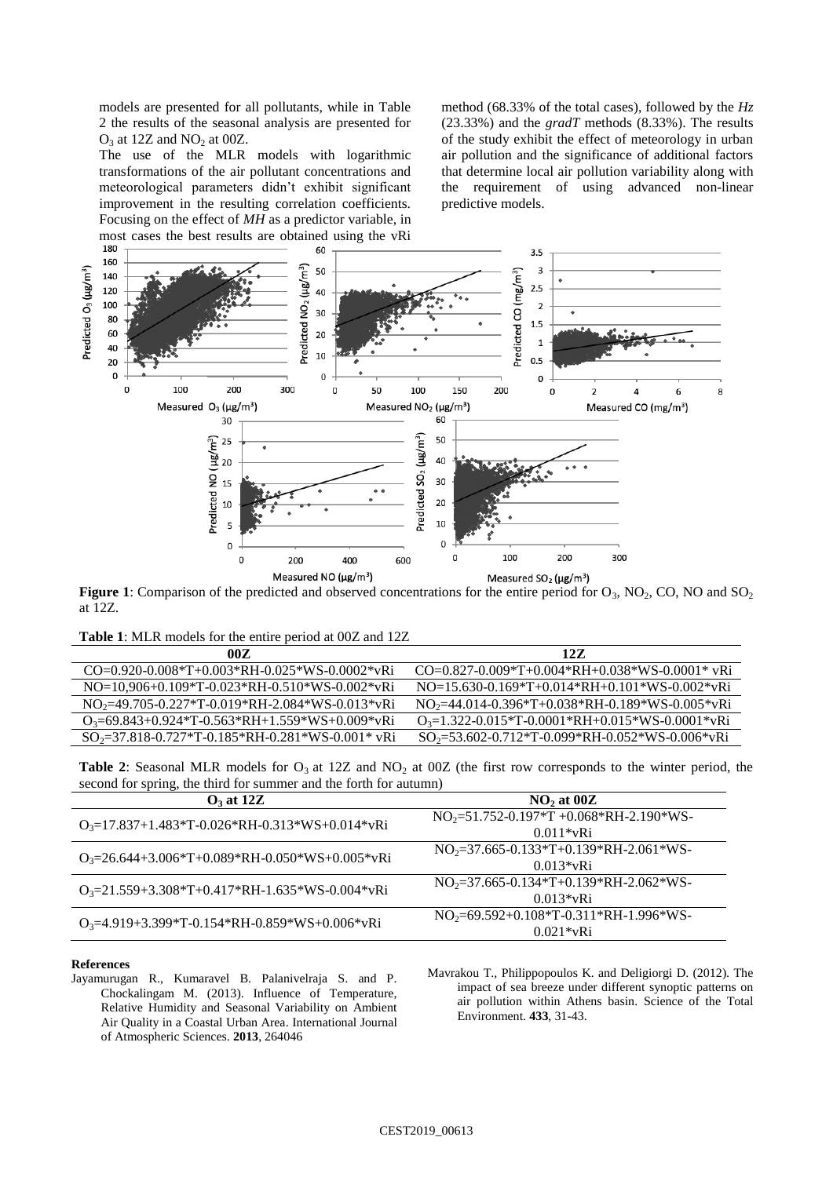models are presented for all pollutants, while in Table 2 the results of the seasonal analysis are presented for $O_3$ at 12Z and $NO_2$ at 00Z.

The use of the MLR models with logarithmic transformations of the air pollutant concentrations and meteorological parameters didn't exhibit significant improvement in the resulting correlation coefficients. Focusing on the effect of *MH* as a predictor variable, in most cases the best results are obtained using the vRi method (68.33% of the total cases), followed by the *Hz* (23.33%) and the *gradT* methods (8.33%). The results of the study exhibit the effect of meteorology in urban air pollution and the significance of additional factors that determine local air pollution variability along with the requirement of using advanced non-linear predictive models.

Predicted O₃ (μg/m³)
Measured O₃ (μg/m³)
Predicted NO₂ (μg/m³)
Measured NO₂ (μg/m³)
Predicted CO (mg/m³)
Measured CO (mg/m³)
Predicted NO (μg/m³)
Measured NO (μg/m³)
Predicted SO₂ (μg/m³)
Measured SO₂ (μg/m³)

**Figure 1**: Comparison of the predicted and observed concentrations for the entire period for $O_3$, $NO_2$, CO, NO and $SO_2$ at 12Z.

**Table 1**: MLR models for the entire period at 00Z and 12Z

| 00Z | 12Z |
|---|---|
| CO=0.920-0.008\*T+0.003\*RH-0.025\*WS-0.0002\*vRi | CO=0.827-0.009\*T+0.004\*RH+0.038\*WS-0.0001\* vRi |
| NO=10,906+0.109\*T-0.023\*RH-0.510\*WS-0.002\*vRi | NO=15.630-0.169\*T+0.014\*RH+0.101\*WS-0.002\*vRi |
| $NO_2$=49.705-0.227\*T-0.019\*RH-2.084\*WS-0.013\*vRi | $NO_2$=44.014-0.396\*T+0.038\*RH-0.189\*WS-0.005\*vRi |
| $O_3$=69.843+0.924\*T-0.563\*RH+1.559\*WS+0.009\*vRi | $O_3$=1.322-0.015\*T-0.0001\*RH+0.015\*WS-0.0001\*vRi |
| $SO_2$=37.818-0.727\*T-0.185\*RH-0.281\*WS-0.001\* vRi | $SO_2$=53.602-0.712\*T-0.099\*RH-0.052\*WS-0.006\*vRi |

**Table 2**: Seasonal MLR models for $O_3$ at 12Z and $NO_2$ at 00Z (the first row corresponds to the winter period, the second for spring, the third for summer and the forth for autumn)

| $O_3$ at 12Z | $NO_2$ at 00Z |
|---|---|
| $O_3$=17.837+1.483\*T-0.026\*RH-0.313\*WS+0.014\*vRi | $NO_2$=51.752-0.197\*T +0.068\*RH-2.190\*WS-0.011\*vRi |
| $O_3$=26.644+3.006\*T+0.089\*RH-0.050\*WS+0.005\*vRi | $NO_2$=37.665-0.133\*T+0.139\*RH-2.061\*WS-0.013\*vRi |
| $O_3$=21.559+3.308\*T+0.417\*RH-1.635\*WS-0.004\*vRi | $NO_2$=37.665-0.134\*T+0.139\*RH-2.062\*WS-0.013\*vRi |
| $O_3$=4.919+3.399\*T-0.154\*RH-0.859\*WS+0.006\*vRi | $NO_2$=69.592+0.108\*T-0.311\*RH-1.996\*WS-0.021\*vRi |

**References**

Jayamurugan R., Kumaravel B. Palanivelraja S. and P. Chockalingam M. (2013). Influence of Temperature, Relative Humidity and Seasonal Variability on Ambient Air Quality in a Coastal Urban Area. International Journal of Atmospheric Sciences. **2013**, 264046

Mavrakou T., Philippopoulos K. and Deligiorgi D. (2012). The impact of sea breeze under different synoptic patterns on air pollution within Athens basin. Science of the Total Environment. **433**, 31-43.